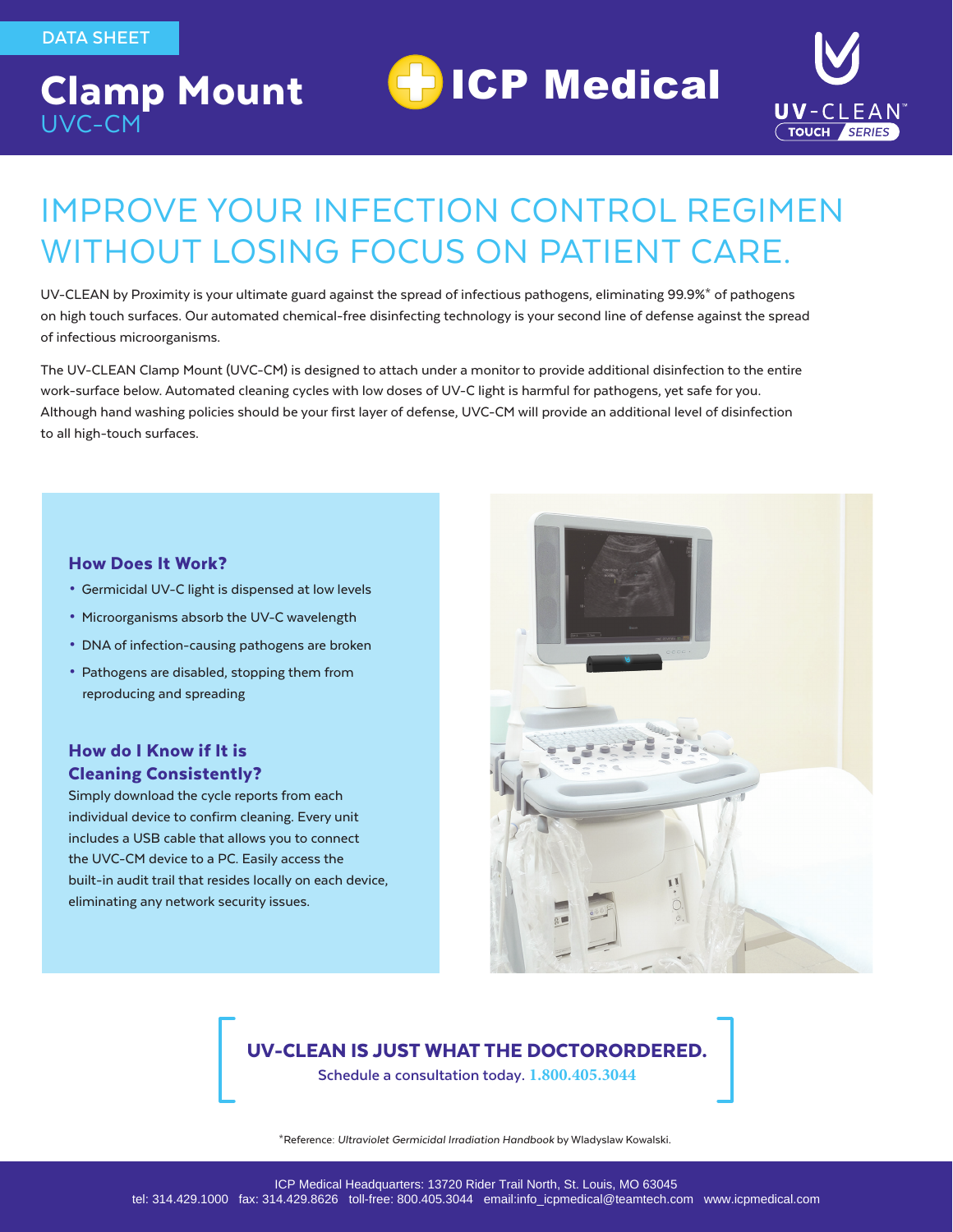DATA SHEET

# Clamp Mount
UVC-CM

ICP Medical

UV-CLEAN™ TOUCH SERIES

## IMPROVE YOUR INFECTION CONTROL REGIMEN WITHOUT LOSING FOCUS ON PATIENT CARE.

UV-CLEAN by Proximity is your ultimate guard against the spread of infectious pathogens, eliminating 99.9%* of pathogens on high touch surfaces. Our automated chemical-free disinfecting technology is your second line of defense against the spread of infectious microorganisms.

The UV-CLEAN Clamp Mount (UVC-CM) is designed to attach under a monitor to provide additional disinfection to the entire work-surface below. Automated cleaning cycles with low doses of UV-C light is harmful for pathogens, yet safe for you. Although hand washing policies should be your first layer of defense, UVC-CM will provide an additional level of disinfection to all high-touch surfaces.

### How Does It Work?

- Germicidal UV-C light is dispensed at low levels
- Microorganisms absorb the UV-C wavelength
- DNA of infection-causing pathogens are broken
- Pathogens are disabled, stopping them from reproducing and spreading

### How do I Know if It is Cleaning Consistently?

Simply download the cycle reports from each individual device to confirm cleaning. Every unit includes a USB cable that allows you to connect the UVC-CM device to a PC. Easily access the built-in audit trail that resides locally on each device, eliminating any network security issues.

**UV-CLEAN IS JUST WHAT THE DOCTORORDERED.**
Schedule a consultation today. 1.800.405.3044

*Reference: *Ultraviolet Germicidal Irradiation Handbook* by Wladyslaw Kowalski.

ICP Medical Headquarters: 13720 Rider Trail North, St. Louis, MO 63045
tel: 314.429.1000 fax: 314.429.8626 toll-free: 800.405.3044 email:info_icpmedical@teamtech.com www.icpmedical.com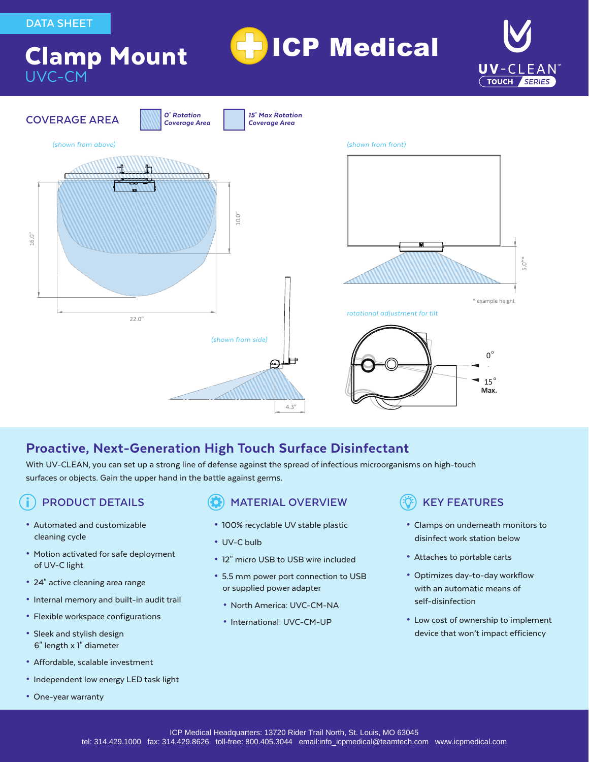DATA SHEET

# Clamp Mount

UVC-CM

ICP Medical

UV-CLEAN™ TOUCH SERIES

## COVERAGE AREA

0° Rotation Coverage Area

15° Max Rotation Coverage Area

(shown from above)

16.0"

10.0"

22.0"

(shown from front)

5.0"*

* example height

(shown from side)

4.3"

rotational adjustment for tilt

0°

15°
Max.

## Proactive, Next-Generation High Touch Surface Disinfectant

With UV-CLEAN, you can set up a strong line of defense against the spread of infectious microorganisms on high-touch surfaces or objects. Gain the upper hand in the battle against germs.

### PRODUCT DETAILS

- Automated and customizable cleaning cycle
- Motion activated for safe deployment of UV-C light
- 24" active cleaning area range
- Internal memory and built-in audit trail
- Flexible workspace configurations
- Sleek and stylish design 6" length x 1" diameter
- Affordable, scalable investment
- Independent low energy LED task light
- One-year warranty

### MATERIAL OVERVIEW

- 100% recyclable UV stable plastic
- UV-C bulb
- 12" micro USB to USB wire included
- 5.5 mm power port connection to USB or supplied power adapter
  - North America: UVC-CM-NA
  - International: UVC-CM-UP

### KEY FEATURES

- Clamps on underneath monitors to disinfect work station below
- Attaches to portable carts
- Optimizes day-to-day workflow with an automatic means of self-disinfection
- Low cost of ownership to implement device that won't impact efficiency

ICP Medical Headquarters: 13720 Rider Trail North, St. Louis, MO 63045
tel: 314.429.1000 fax: 314.429.8626 toll-free: 800.405.3044 email:info_icpmedical@teamtech.com www.icpmedical.com